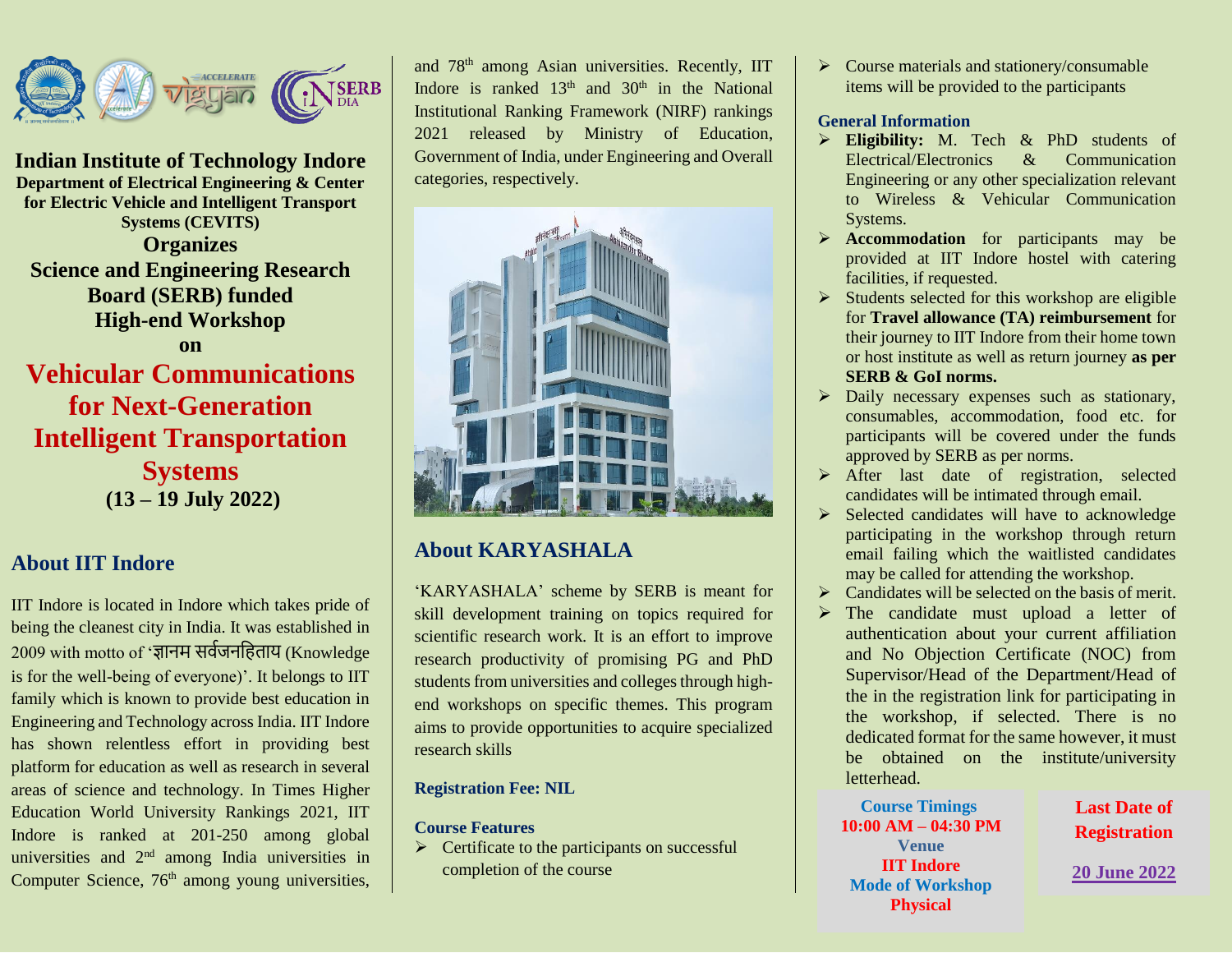**Indian Institute of Technology Indore**

**Department of Electrical Engineering & Center for Electric Vehicle and Intelligent Transport Systems (CEVITS)**

**Organizes**

**Science and Engineering Research Board (SERB) funded High-end Workshop**

**on**

# Vehicular Communications for Next-Generation Intelligent Transportation Systems

**(13 – 19 July 2022)**

## About IIT Indore

IIT Indore is located in Indore which takes pride of being the cleanest city in India. It was established in 2009 with motto of 'ज्ञानम सर्वजनहिताय (Knowledge is for the well-being of everyone)'. It belongs to IIT family which is known to provide best education in Engineering and Technology across India. IIT Indore has shown relentless effort in providing best platform for education as well as research in several areas of science and technology. In Times Higher Education World University Rankings 2021, IIT Indore is ranked at 201-250 among global universities and 2nd among India universities in Computer Science, 76th among young universities, and 78th among Asian universities. Recently, IIT Indore is ranked 13th and 30th in the National Institutional Ranking Framework (NIRF) rankings 2021 released by Ministry of Education, Government of India, under Engineering and Overall categories, respectively.

## About KARYASHALA

'KARYASHALA' scheme by SERB is meant for skill development training on topics required for scientific research work. It is an effort to improve research productivity of promising PG and PhD students from universities and colleges through high-end workshops on specific themes. This program aims to provide opportunities to acquire specialized research skills

**Registration Fee: NIL**

**Course Features**

- Certificate to the participants on successful completion of the course
- Course materials and stationery/consumable items will be provided to the participants

**General Information**

- **Eligibility:** M. Tech & PhD students of Electrical/Electronics & Communication Engineering or any other specialization relevant to Wireless & Vehicular Communication Systems.
- **Accommodation** for participants may be provided at IIT Indore hostel with catering facilities, if requested.
- Students selected for this workshop are eligible for **Travel allowance (TA) reimbursement** for their journey to IIT Indore from their home town or host institute as well as return journey **as per SERB & GoI norms.**
- Daily necessary expenses such as stationary, consumables, accommodation, food etc. for participants will be covered under the funds approved by SERB as per norms.
- After last date of registration, selected candidates will be intimated through email.
- Selected candidates will have to acknowledge participating in the workshop through return email failing which the waitlisted candidates may be called for attending the workshop.
- Candidates will be selected on the basis of merit.
- The candidate must upload a letter of authentication about your current affiliation and No Objection Certificate (NOC) from Supervisor/Head of the Department/Head of the in the registration link for participating in the workshop, if selected. There is no dedicated format for the same however, it must be obtained on the institute/university letterhead.

**Course Timings**
**10:00 AM – 04:30 PM**
**Venue**
**IIT Indore**
**Mode of Workshop**
**Physical**

**Last Date of Registration**

**20 June 2022**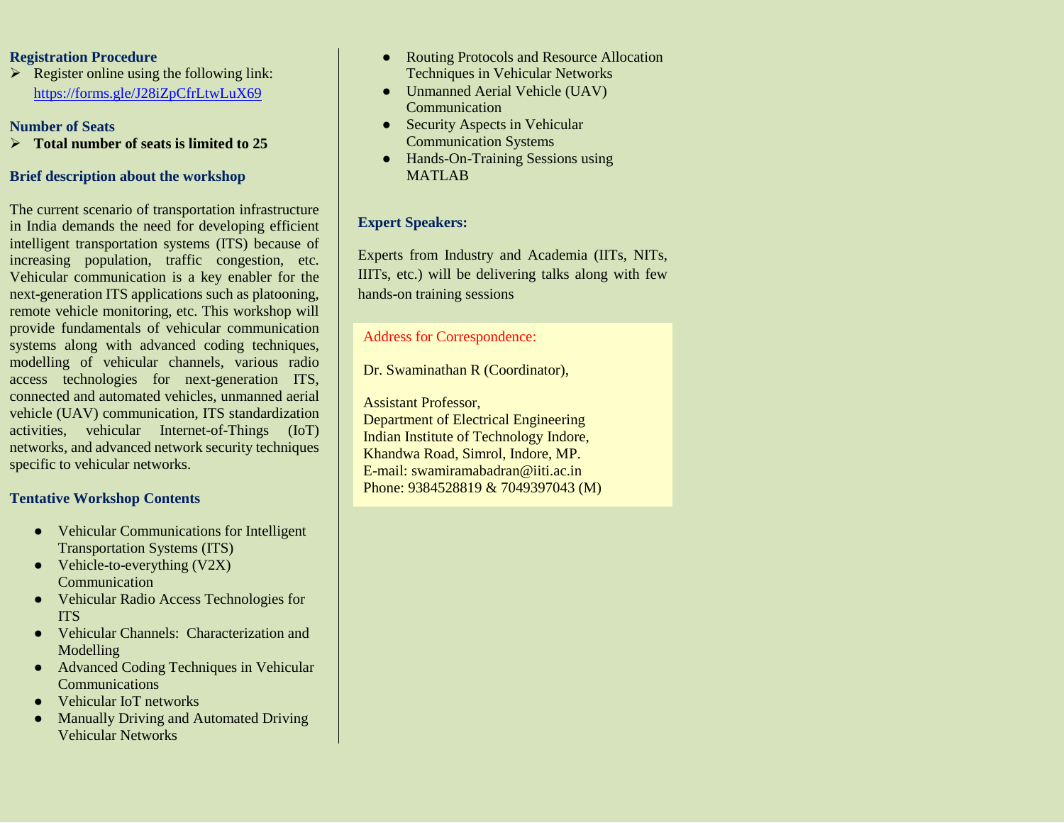## Registration Procedure

- Register online using the following link: https://forms.gle/J28iZpCfrLtwLuX69

## Number of Seats

- **Total number of seats is limited to 25**

## Brief description about the workshop

The current scenario of transportation infrastructure in India demands the need for developing efficient intelligent transportation systems (ITS) because of increasing population, traffic congestion, etc. Vehicular communication is a key enabler for the next-generation ITS applications such as platooning, remote vehicle monitoring, etc. This workshop will provide fundamentals of vehicular communication systems along with advanced coding techniques, modelling of vehicular channels, various radio access technologies for next-generation ITS, connected and automated vehicles, unmanned aerial vehicle (UAV) communication, ITS standardization activities, vehicular Internet-of-Things (IoT) networks, and advanced network security techniques specific to vehicular networks.

## Tentative Workshop Contents

- Vehicular Communications for Intelligent Transportation Systems (ITS)
- Vehicle-to-everything (V2X) Communication
- Vehicular Radio Access Technologies for ITS
- Vehicular Channels: Characterization and Modelling
- Advanced Coding Techniques in Vehicular Communications
- Vehicular IoT networks
- Manually Driving and Automated Driving Vehicular Networks
- Routing Protocols and Resource Allocation Techniques in Vehicular Networks
- Unmanned Aerial Vehicle (UAV) Communication
- Security Aspects in Vehicular Communication Systems
- Hands-On-Training Sessions using MATLAB

## Expert Speakers:

Experts from Industry and Academia (IITs, NITs, IIITs, etc.) will be delivering talks along with few hands-on training sessions

Address for Correspondence:

Dr. Swaminathan R (Coordinator),

Assistant Professor,
Department of Electrical Engineering
Indian Institute of Technology Indore,
Khandwa Road, Simrol, Indore, MP.
E-mail: swamiramabadran@iiti.ac.in
Phone: 9384528819 & 7049397043 (M)